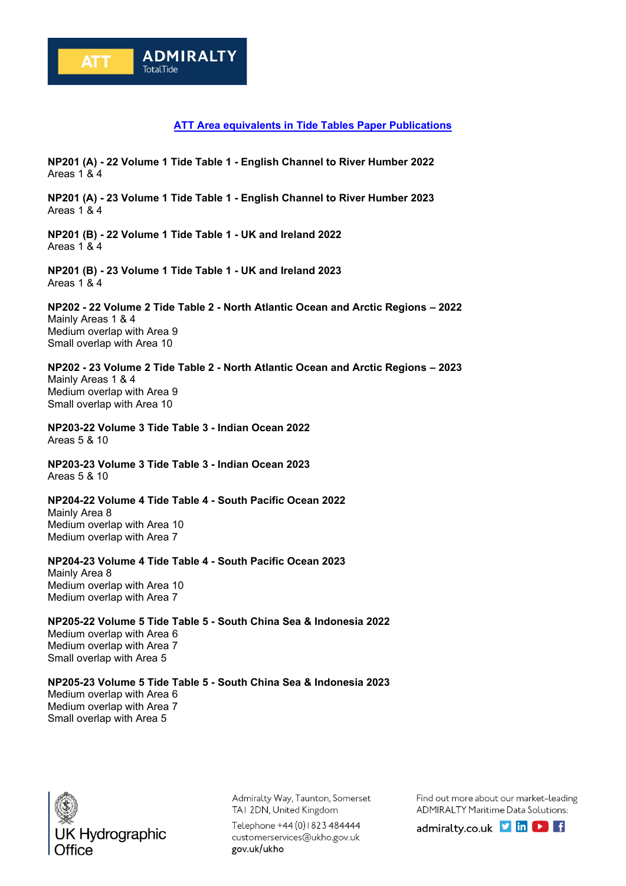ATT ADMIRALTY TotalTide

## ATT Area equivalents in Tide Tables Paper Publications

**NP201 (A) - 22 Volume 1 Tide Table 1 - English Channel to River Humber 2022**
Areas 1 & 4

**NP201 (A) - 23 Volume 1 Tide Table 1 - English Channel to River Humber 2023**
Areas 1 & 4

**NP201 (B) - 22 Volume 1 Tide Table 1 - UK and Ireland 2022**
Areas 1 & 4

**NP201 (B) - 23 Volume 1 Tide Table 1 - UK and Ireland 2023**
Areas 1 & 4

**NP202 - 22 Volume 2 Tide Table 2 - North Atlantic Ocean and Arctic Regions – 2022**
Mainly Areas 1 & 4
Medium overlap with Area 9
Small overlap with Area 10

**NP202 - 23 Volume 2 Tide Table 2 - North Atlantic Ocean and Arctic Regions – 2023**
Mainly Areas 1 & 4
Medium overlap with Area 9
Small overlap with Area 10

**NP203-22 Volume 3 Tide Table 3 - Indian Ocean 2022**
Areas 5 & 10

**NP203-23 Volume 3 Tide Table 3 - Indian Ocean 2023**
Areas 5 & 10

**NP204-22 Volume 4 Tide Table 4 - South Pacific Ocean 2022**
Mainly Area 8
Medium overlap with Area 10
Medium overlap with Area 7

**NP204-23 Volume 4 Tide Table 4 - South Pacific Ocean 2023**
Mainly Area 8
Medium overlap with Area 10
Medium overlap with Area 7

**NP205-22 Volume 5 Tide Table 5 - South China Sea & Indonesia 2022**
Medium overlap with Area 6
Medium overlap with Area 7
Small overlap with Area 5

**NP205-23 Volume 5 Tide Table 5 - South China Sea & Indonesia 2023**
Medium overlap with Area 6
Medium overlap with Area 7
Small overlap with Area 5

UK Hydrographic Office

Admiralty Way, Taunton, Somerset
TA1 2DN, United Kingdom
Telephone +44 (0)1823 484444
customerservices@ukho.gov.uk
gov.uk/ukho

Find out more about our market-leading ADMIRALTY Maritime Data Solutions:
admiralty.co.uk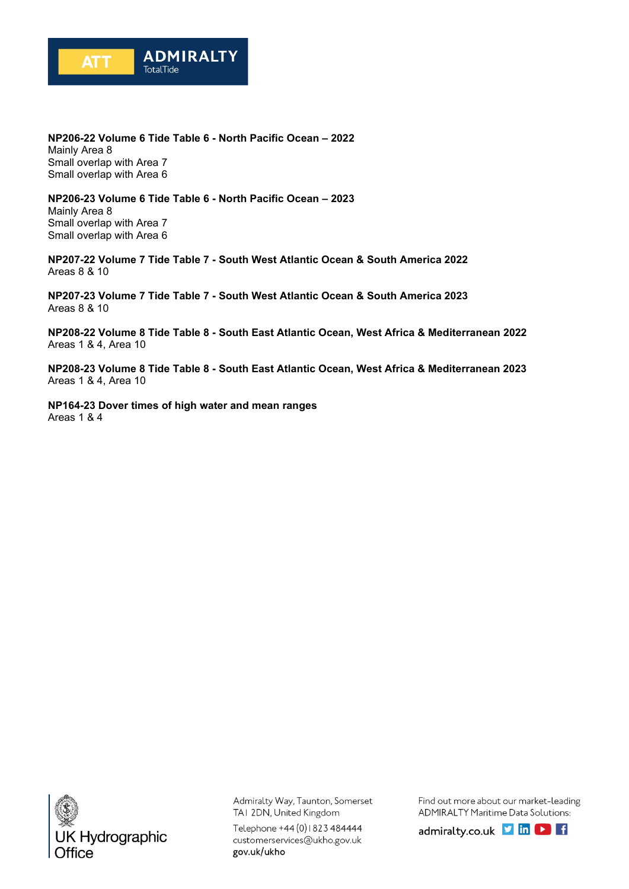**NP206-22 Volume 6 Tide Table 6 - North Pacific Ocean – 2022**
Mainly Area 8
Small overlap with Area 7
Small overlap with Area 6

**NP206-23 Volume 6 Tide Table 6 - North Pacific Ocean – 2023**
Mainly Area 8
Small overlap with Area 7
Small overlap with Area 6

**NP207-22 Volume 7 Tide Table 7 - South West Atlantic Ocean & South America 2022**
Areas 8 & 10

**NP207-23 Volume 7 Tide Table 7 - South West Atlantic Ocean & South America 2023**
Areas 8 & 10

**NP208-22 Volume 8 Tide Table 8 - South East Atlantic Ocean, West Africa & Mediterranean 2022**
Areas 1 & 4, Area 10

**NP208-23 Volume 8 Tide Table 8 - South East Atlantic Ocean, West Africa & Mediterranean 2023**
Areas 1 & 4, Area 10

**NP164-23 Dover times of high water and mean ranges**
Areas 1 & 4